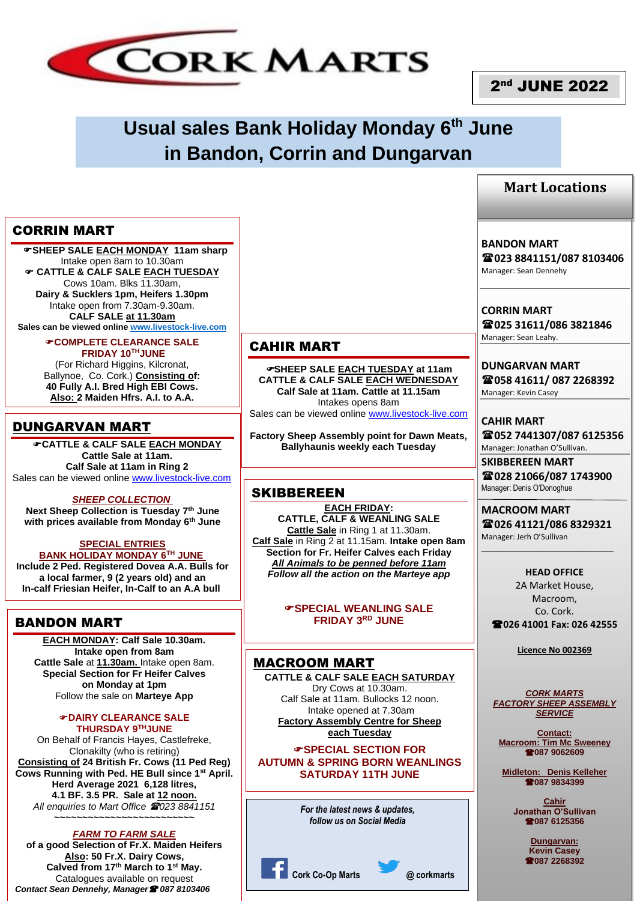# CORK MARTS

**2nd JUNE 2022**

## Usual sales Bank Holiday Monday 6th June in Bandon, Corrin and Dungarvan

## CORRIN MART

☛**SHEEP SALE EACH MONDAY 11am sharp**
Intake open 8am to 10.30am
☛ **CATTLE & CALF SALE EACH TUESDAY**
Cows 10am. Blks 11.30am,
**Dairy & Sucklers 1pm, Heifers 1.30pm**
Intake open from 7.30am-9.30am.
**CALF SALE at 11.30am**
**Sales can be viewed online www.livestock-live.com**

☛**COMPLETE CLEARANCE SALE**
**FRIDAY 10TH JUNE**
(For Richard Higgins, Kilcronat, Ballynoe, Co. Cork.) **Consisting of:**
**40 Fully A.I. Bred High EBI Cows.**
**Also: 2 Maiden Hfrs. A.I. to A.A.**

## DUNGARVAN MART

☛**CATTLE & CALF SALE EACH MONDAY**
**Cattle Sale at 11am.**
**Calf Sale at 11am in Ring 2**
Sales can be viewed online www.livestock-live.com

***SHEEP COLLECTION***
**Next Sheep Collection is Tuesday 7th June with prices available from Monday 6th June**

**SPECIAL ENTRIES**
**BANK HOLIDAY MONDAY 6TH JUNE**
**Include 2 Ped. Registered Dovea A.A. Bulls for a local farmer, 9 (2 years old) and an In-calf Friesian Heifer, In-Calf to an A.A bull**

## BANDON MART

**EACH MONDAY: Calf Sale 10.30am.**
**Intake open from 8am**
**Cattle Sale** at **11.30am.** Intake open 8am.
**Special Section for Fr Heifer Calves on Monday at 1pm**
Follow the sale on **Marteye App**

☛**DAIRY CLEARANCE SALE**
**THURSDAY 9TH JUNE**
On Behalf of Francis Hayes, Castlefreke, Clonakilty (who is retiring)
**Consisting of 24 British Fr. Cows (11 Ped Reg) Cows Running with Ped. HE Bull since 1st April. Herd Average 2021 6,128 litres, 4.1 BF. 3.5 PR. Sale at 12 noon.**
*All enquiries to Mart Office ☎023 8841151*
~~~~~~~~~~~~~~~~~~~~~~~~~~

***FARM TO FARM SALE***
**of a good Selection of Fr.X. Maiden Heifers**
**Also: 50 Fr.X. Dairy Cows, Calved from 17th March to 1st May.**
Catalogues available on request
***Contact Sean Dennehy, Manager ☎ 087 8103406***

## CAHIR MART

☛**SHEEP SALE EACH TUESDAY at 11am**
**CATTLE & CALF SALE EACH WEDNESDAY**
**Calf Sale at 11am. Cattle at 11.15am**
Intakes opens 8am
Sales can be viewed online www.livestock-live.com

**Factory Sheep Assembly point for Dawn Meats, Ballyhaunis weekly each Tuesday**

## SKIBBEREEN

**EACH FRIDAY:**
**CATTLE, CALF & WEANLING SALE**
**Cattle Sale** in Ring 1 at 11.30am.
**Calf Sale** in Ring 2 at 11.15am. **Intake open 8am**
**Section for Fr. Heifer Calves each Friday**
***All Animals to be penned before 11am***
***Follow all the action on the Marteye app***

☛**SPECIAL WEANLING SALE**
**FRIDAY 3RD JUNE**

## MACROOM MART

**CATTLE & CALF SALE EACH SATURDAY**
Dry Cows at 10.30am.
Calf Sale at 11am. Bullocks 12 noon.
Intake opened at 7.30am
**Factory Assembly Centre for Sheep each Tuesday**

☛**SPECIAL SECTION FOR AUTUMN & SPRING BORN WEANLINGS SATURDAY 11TH JUNE**

*For the latest news & updates, follow us on Social Media*

Cork Co-Op Marts    @ corkmarts

## Mart Locations

**BANDON MART**
**☎023 8841151/087 8103406**
Manager: Sean Dennehy

**CORRIN MART**
**☎025 31611/086 3821846**
Manager: Sean Leahy.

**DUNGARVAN MART**
**☎058 41611/ 087 2268392**
Manager: Kevin Casey

**CAHIR MART**
**☎052 7441307/087 6125356**
Manager: Jonathan O'Sullivan.

**SKIBBEREEN MART**
**☎028 21066/087 1743900**
Manager: Denis O'Donoghue

**MACROOM MART**
**☎026 41121/086 8329321**
Manager: Jerh O'Sullivan

**HEAD OFFICE**
2A Market House,
Macroom,
Co. Cork.
**☎026 41001 Fax: 026 42555**

**Licence No 002369**

***CORK MARTS FACTORY SHEEP ASSEMBLY SERVICE***

**Contact:**
**Macroom: Tim Mc Sweeney**
**☎087 9062609**

**Midleton: Denis Kelleher**
**☎087 9834399**

**Cahir**
**Jonathan O'Sullivan**
**☎087 6125356**

**Dungarvan:**
**Kevin Casey**
**☎087 2268392**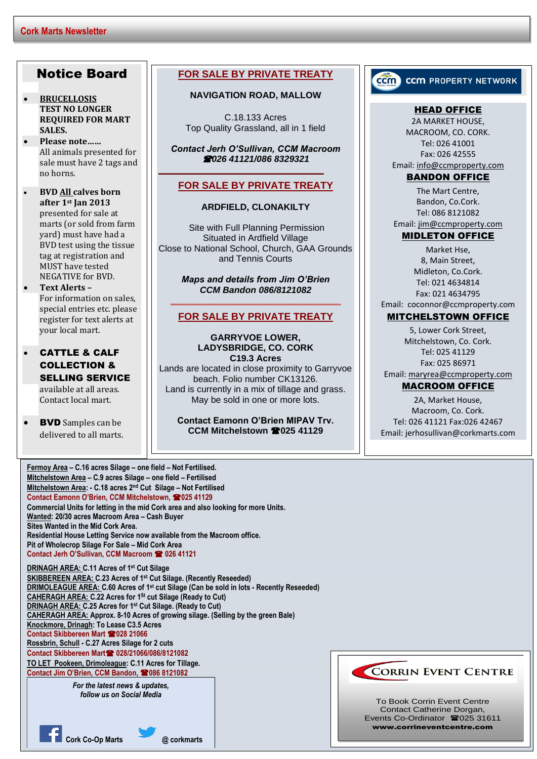## Notice Board

- **BRUCELLOSIS TEST NO LONGER REQUIRED FOR MART SALES.**
- **Please note……** All animals presented for sale must have 2 tags and no horns.
- **BVD All calves born after 1st Jan 2013** presented for sale at marts (or sold from farm yard) must have had a BVD test using the tissue tag at registration and MUST have tested NEGATIVE for BVD.
- **Text Alerts –** For information on sales, special entries etc. please register for text alerts at your local mart.
- **CATTLE & CALF COLLECTION & SELLING SERVICE** available at all areas. Contact local mart.
- **BVD** Samples can be delivered to all marts.

## FOR SALE BY PRIVATE TREATY

**NAVIGATION ROAD, MALLOW**

C.18.133 Acres
Top Quality Grassland, all in 1 field

***Contact Jerh O'Sullivan, CCM Macroom ☎026 41121/086 8329321***

## FOR SALE BY PRIVATE TREATY

**ARDFIELD, CLONAKILTY**

Site with Full Planning Permission
Situated in Ardfield Village
Close to National School, Church, GAA Grounds and Tennis Courts

***Maps and details from Jim O'Brien CCM Bandon 086/8121082***

## FOR SALE BY PRIVATE TREATY

**GARRYVOE LOWER, LADYSBRIDGE, CO. CORK**
**C19.3 Acres**
Lands are located in close proximity to Garryvoe beach. Folio number CK13126.
Land is currently in a mix of tillage and grass.
May be sold in one or more lots.

**Contact Eamonn O'Brien MIPAV Trv. CCM Mitchelstown ☎025 41129**

## CCM PROPERTY NETWORK

**HEAD OFFICE**
2A MARKET HOUSE,
MACROOM, CO. CORK.
Tel: 026 41001
Fax: 026 42555
Email: info@ccmproperty.com

**BANDON OFFICE**
The Mart Centre,
Bandon, Co.Cork.
Tel: 086 8121082
Email: jim@ccmproperty.com

**MIDLETON OFFICE**
Market Hse,
8, Main Street,
Midleton, Co.Cork.
Tel: 021 4634814
Fax: 021 4634795
Email: coconnor@ccmproperty.com

**MITCHELSTOWN OFFICE**
5, Lower Cork Street,
Mitchelstown, Co. Cork.
Tel: 025 41129
Fax: 025 86971
Email: maryrea@ccmproperty.com

**MACROOM OFFICE**
2A, Market House,
Macroom, Co. Cork.
Tel: 026 41121 Fax:026 42467
Email: jerhosullivan@corkmarts.com

---

**Fermoy Area – C.16 acres Silage – one field – Not Fertilised.**
**Mitchelstown Area – C.9 acres Silage – one field – Fertilised**
**Mitchelstown Area: - C.18 acres 2nd Cut Silage – Not Fertilised**
**Contact Eamonn O'Brien, CCM Mitchelstown, ☎025 41129**
**Commercial Units for letting in the mid Cork area and also looking for more Units.**
**Wanted: 20/30 acres Macroom Area – Cash Buyer**
**Sites Wanted in the Mid Cork Area.**
**Residential House Letting Service now available from the Macroom office.**
**Pit of Wholecrop Silage For Sale – Mid Cork Area**
**Contact Jerh O'Sullivan, CCM Macroom ☎ 026 41121**

**DRINAGH AREA: C.11 Acres of 1st Cut Silage**
**SKIBBEREEN AREA: C.23 Acres of 1st Cut Silage. (Recently Reseeded)**
**DRIMOLEAGUE AREA: C.60 Acres of 1st cut Silage (Can be sold in lots - Recently Reseeded)**
**CAHERAGH AREA: C.22 Acres for 1St cut Silage (Ready to Cut)**
**DRINAGH AREA: C.25 Acres for 1st Cut Silage. (Ready to Cut)**
**CAHERAGH AREA: Approx. 8-10 Acres of growing silage. (Selling by the green Bale)**
**Knockmore, Drinagh: To Lease C3.5 Acres**
**Contact Skibbereen Mart ☎028 21066**
**Rossbrin, Schull - C.27 Acres Silage for 2 cuts**
**Contact Skibbereen Mart☎ 028/21066/086/8121082**
**TO LET Pookeen, Drimoleague: C.11 Acres for Tillage.**
**Contact Jim O'Brien, CCM Bandon, ☎086 8121082**

*For the latest news & updates, follow us on Social Media*

**Cork Co-Op Marts** **@ corkmarts**

## CORRIN EVENT CENTRE

To Book Corrin Event Centre
Contact Catherine Dorgan,
Events Co-Ordinator ☎025 31611
**www.corrineventcentre.com**